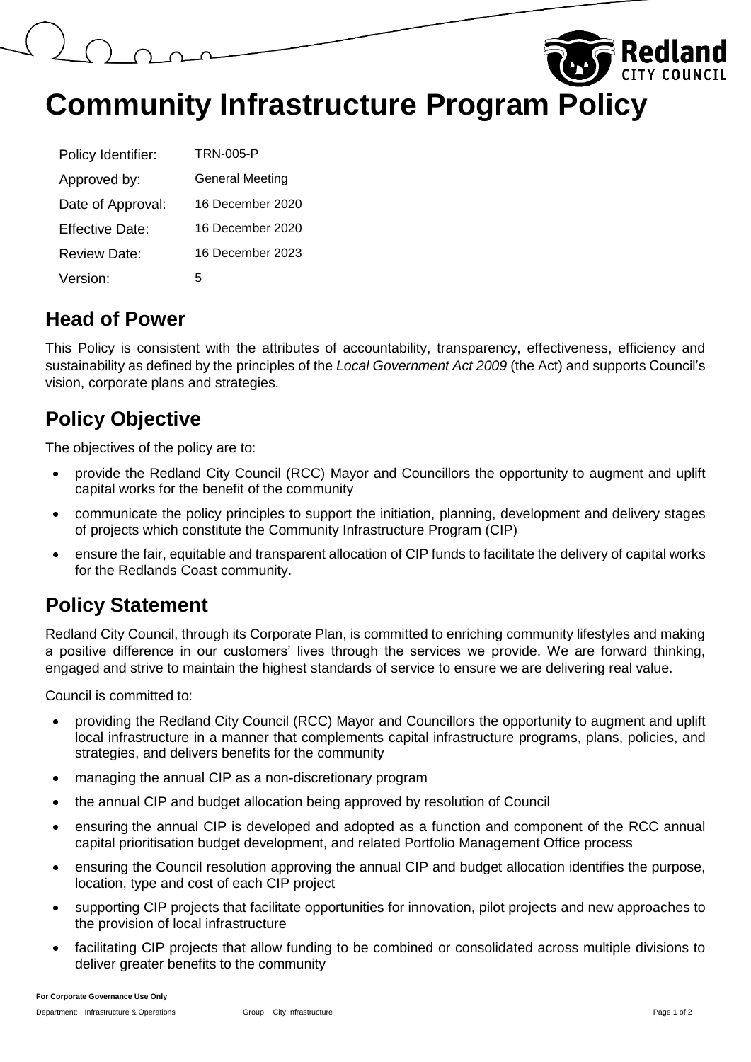# Community Infrastructure Program Policy

| | |
|---|---|
| Policy Identifier: | TRN-005-P |
| Approved by: | General Meeting |
| Date of Approval: | 16 December 2020 |
| Effective Date: | 16 December 2020 |
| Review Date: | 16 December 2023 |
| Version: | 5 |

## Head of Power

This Policy is consistent with the attributes of accountability, transparency, effectiveness, efficiency and sustainability as defined by the principles of the *Local Government Act 2009* (the Act) and supports Council's vision, corporate plans and strategies.

## Policy Objective

The objectives of the policy are to:

- provide the Redland City Council (RCC) Mayor and Councillors the opportunity to augment and uplift capital works for the benefit of the community
- communicate the policy principles to support the initiation, planning, development and delivery stages of projects which constitute the Community Infrastructure Program (CIP)
- ensure the fair, equitable and transparent allocation of CIP funds to facilitate the delivery of capital works for the Redlands Coast community.

## Policy Statement

Redland City Council, through its Corporate Plan, is committed to enriching community lifestyles and making a positive difference in our customers' lives through the services we provide. We are forward thinking, engaged and strive to maintain the highest standards of service to ensure we are delivering real value.

Council is committed to:

- providing the Redland City Council (RCC) Mayor and Councillors the opportunity to augment and uplift local infrastructure in a manner that complements capital infrastructure programs, plans, policies, and strategies, and delivers benefits for the community
- managing the annual CIP as a non-discretionary program
- the annual CIP and budget allocation being approved by resolution of Council
- ensuring the annual CIP is developed and adopted as a function and component of the RCC annual capital prioritisation budget development, and related Portfolio Management Office process
- ensuring the Council resolution approving the annual CIP and budget allocation identifies the purpose, location, type and cost of each CIP project
- supporting CIP projects that facilitate opportunities for innovation, pilot projects and new approaches to the provision of local infrastructure
- facilitating CIP projects that allow funding to be combined or consolidated across multiple divisions to deliver greater benefits to the community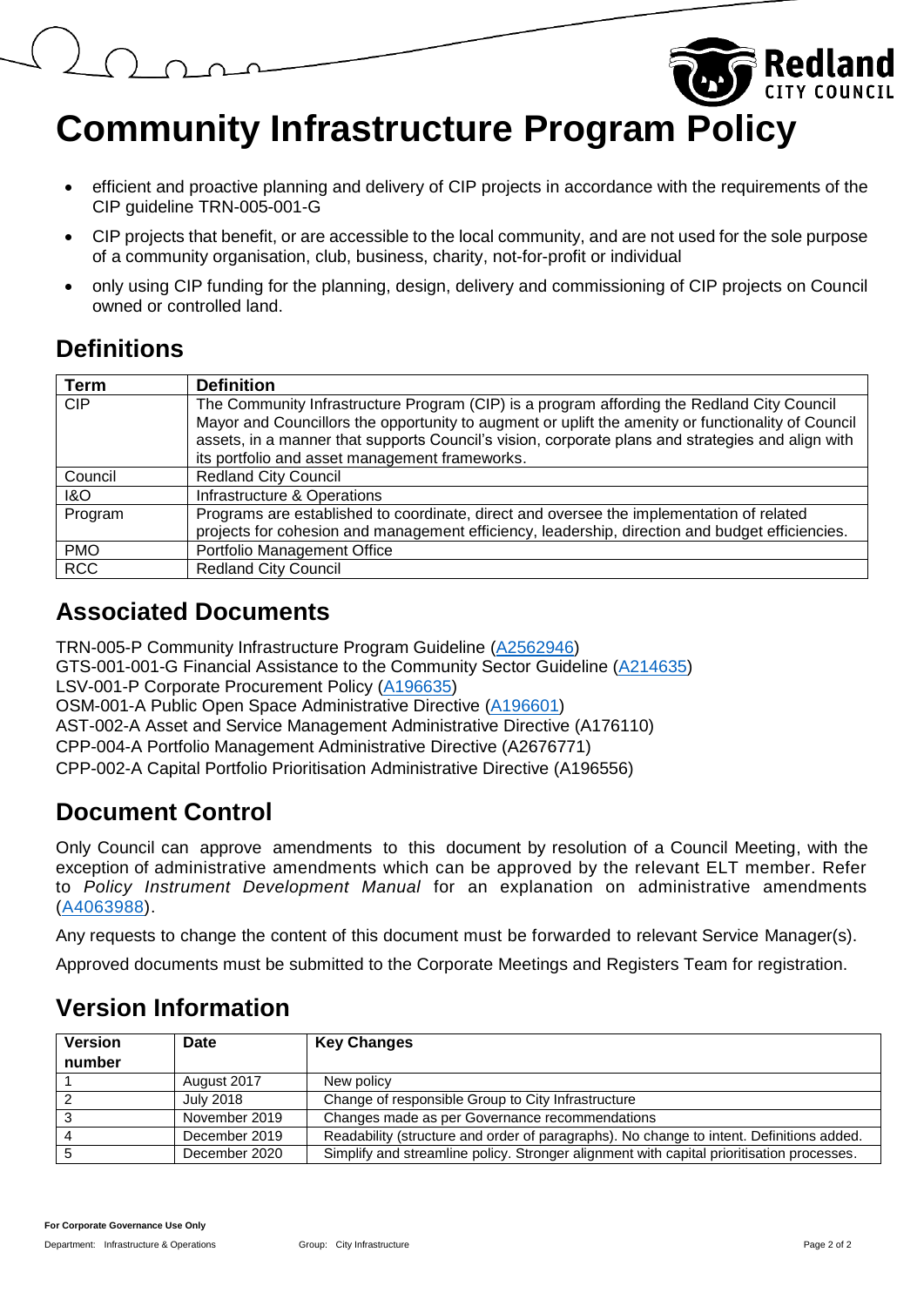# Community Infrastructure Program Policy

- efficient and proactive planning and delivery of CIP projects in accordance with the requirements of the CIP guideline TRN-005-001-G
- CIP projects that benefit, or are accessible to the local community, and are not used for the sole purpose of a community organisation, club, business, charity, not-for-profit or individual
- only using CIP funding for the planning, design, delivery and commissioning of CIP projects on Council owned or controlled land.

## Definitions

| Term | Definition |
|---|---|
| CIP | The Community Infrastructure Program (CIP) is a program affording the Redland City Council Mayor and Councillors the opportunity to augment or uplift the amenity or functionality of Council assets, in a manner that supports Council's vision, corporate plans and strategies and align with its portfolio and asset management frameworks. |
| Council | Redland City Council |
| I&O | Infrastructure & Operations |
| Program | Programs are established to coordinate, direct and oversee the implementation of related projects for cohesion and management efficiency, leadership, direction and budget efficiencies. |
| PMO | Portfolio Management Office |
| RCC | Redland City Council |

## Associated Documents

TRN-005-P Community Infrastructure Program Guideline (A2562946)
GTS-001-001-G Financial Assistance to the Community Sector Guideline (A214635)
LSV-001-P Corporate Procurement Policy (A196635)
OSM-001-A Public Open Space Administrative Directive (A196601)
AST-002-A Asset and Service Management Administrative Directive (A176110)
CPP-004-A Portfolio Management Administrative Directive (A2676771)
CPP-002-A Capital Portfolio Prioritisation Administrative Directive (A196556)

## Document Control

Only Council can approve amendments to this document by resolution of a Council Meeting, with the exception of administrative amendments which can be approved by the relevant ELT member. Refer to *Policy Instrument Development Manual* for an explanation on administrative amendments (A4063988).

Any requests to change the content of this document must be forwarded to relevant Service Manager(s).

Approved documents must be submitted to the Corporate Meetings and Registers Team for registration.

## Version Information

| Version number | Date | Key Changes |
|---|---|---|
| 1 | August 2017 | New policy |
| 2 | July 2018 | Change of responsible Group to City Infrastructure |
| 3 | November 2019 | Changes made as per Governance recommendations |
| 4 | December 2019 | Readability (structure and order of paragraphs). No change to intent. Definitions added. |
| 5 | December 2020 | Simplify and streamline policy. Stronger alignment with capital prioritisation processes. |

**For Corporate Governance Use Only**
Department: Infrastructure & Operations Group: City Infrastructure